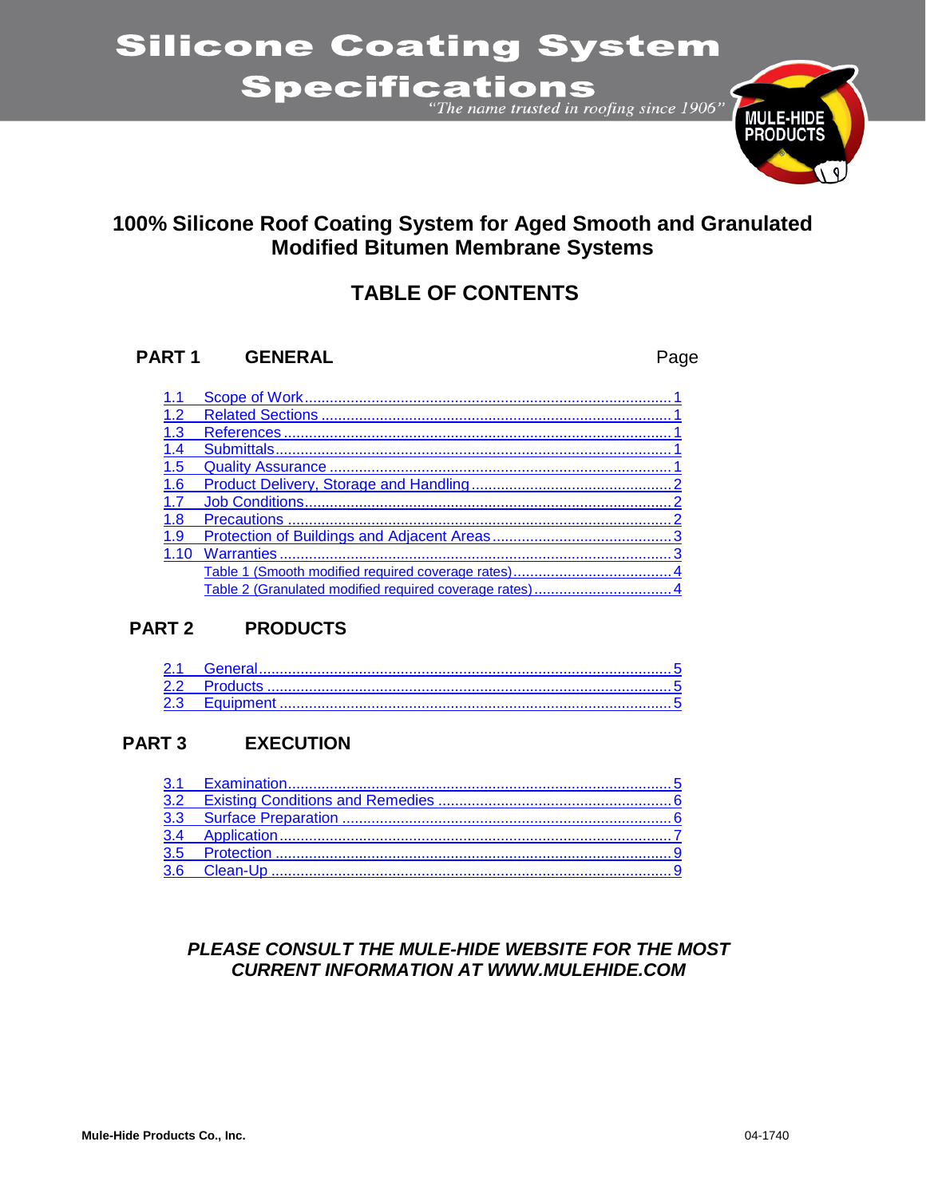# Silicone Coating System Specifications

*"The name trusted in roofing since 1906"*

MULE-HIDE PRODUCTS

## 100% Silicone Roof Coating System for Aged Smooth and Granulated Modified Bitumen Membrane Systems

## TABLE OF CONTENTS

| PART 1 | GENERAL | Page |
|---|---|---|
| 1.1 | Scope of Work | 1 |
| 1.2 | Related Sections | 1 |
| 1.3 | References | 1 |
| 1.4 | Submittals | 1 |
| 1.5 | Quality Assurance | 1 |
| 1.6 | Product Delivery, Storage and Handling | 2 |
| 1.7 | Job Conditions | 2 |
| 1.8 | Precautions | 2 |
| 1.9 | Protection of Buildings and Adjacent Areas | 3 |
| 1.10 | Warranties | 3 |
| | Table 1 (Smooth modified required coverage rates) | 4 |
| | Table 2 (Granulated modified required coverage rates) | 4 |

| PART 2 | PRODUCTS | |
|---|---|---|
| 2.1 | General | 5 |
| 2.2 | Products | 5 |
| 2.3 | Equipment | 5 |

| PART 3 | EXECUTION | |
|---|---|---|
| 3.1 | Examination | 5 |
| 3.2 | Existing Conditions and Remedies | 6 |
| 3.3 | Surface Preparation | 6 |
| 3.4 | Application | 7 |
| 3.5 | Protection | 9 |
| 3.6 | Clean-Up | 9 |

***PLEASE CONSULT THE MULE-HIDE WEBSITE FOR THE MOST CURRENT INFORMATION AT WWW.MULEHIDE.COM***

**Mule-Hide Products Co., Inc.** 04-1740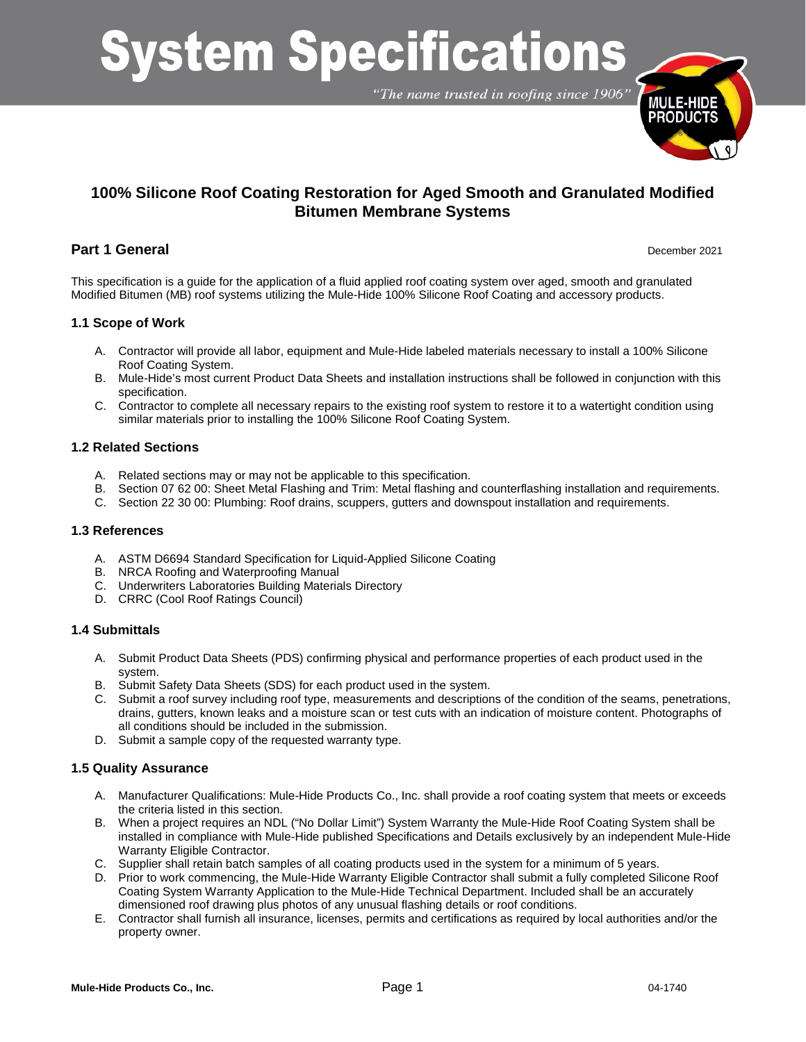# System Specifications

*"The name trusted in roofing since 1906"*

## 100% Silicone Roof Coating Restoration for Aged Smooth and Granulated Modified Bitumen Membrane Systems

## Part 1 General

December 2021

This specification is a guide for the application of a fluid applied roof coating system over aged, smooth and granulated Modified Bitumen (MB) roof systems utilizing the Mule-Hide 100% Silicone Roof Coating and accessory products.

### 1.1 Scope of Work

A. Contractor will provide all labor, equipment and Mule-Hide labeled materials necessary to install a 100% Silicone Roof Coating System.
B. Mule-Hide's most current Product Data Sheets and installation instructions shall be followed in conjunction with this specification.
C. Contractor to complete all necessary repairs to the existing roof system to restore it to a watertight condition using similar materials prior to installing the 100% Silicone Roof Coating System.

### 1.2 Related Sections

A. Related sections may or may not be applicable to this specification.
B. Section 07 62 00: Sheet Metal Flashing and Trim: Metal flashing and counterflashing installation and requirements.
C. Section 22 30 00: Plumbing: Roof drains, scuppers, gutters and downspout installation and requirements.

### 1.3 References

A. ASTM D6694 Standard Specification for Liquid-Applied Silicone Coating
B. NRCA Roofing and Waterproofing Manual
C. Underwriters Laboratories Building Materials Directory
D. CRRC (Cool Roof Ratings Council)

### 1.4 Submittals

A. Submit Product Data Sheets (PDS) confirming physical and performance properties of each product used in the system.
B. Submit Safety Data Sheets (SDS) for each product used in the system.
C. Submit a roof survey including roof type, measurements and descriptions of the condition of the seams, penetrations, drains, gutters, known leaks and a moisture scan or test cuts with an indication of moisture content. Photographs of all conditions should be included in the submission.
D. Submit a sample copy of the requested warranty type.

### 1.5 Quality Assurance

A. Manufacturer Qualifications: Mule-Hide Products Co., Inc. shall provide a roof coating system that meets or exceeds the criteria listed in this section.
B. When a project requires an NDL ("No Dollar Limit") System Warranty the Mule-Hide Roof Coating System shall be installed in compliance with Mule-Hide published Specifications and Details exclusively by an independent Mule-Hide Warranty Eligible Contractor.
C. Supplier shall retain batch samples of all coating products used in the system for a minimum of 5 years.
D. Prior to work commencing, the Mule-Hide Warranty Eligible Contractor shall submit a fully completed Silicone Roof Coating System Warranty Application to the Mule-Hide Technical Department. Included shall be an accurately dimensioned roof drawing plus photos of any unusual flashing details or roof conditions.
E. Contractor shall furnish all insurance, licenses, permits and certifications as required by local authorities and/or the property owner.

Mule-Hide Products Co., Inc. 04-1740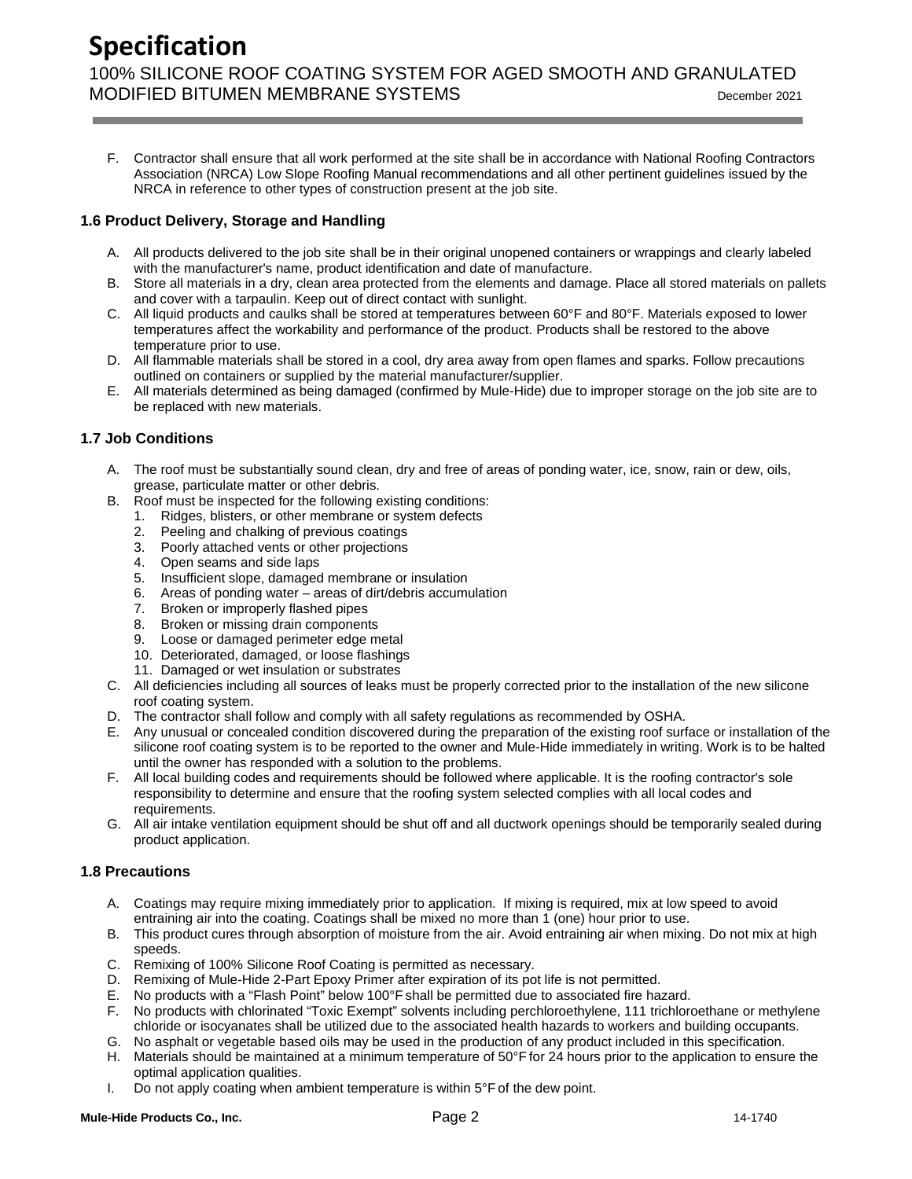F. Contractor shall ensure that all work performed at the site shall be in accordance with National Roofing Contractors Association (NRCA) Low Slope Roofing Manual recommendations and all other pertinent guidelines issued by the NRCA in reference to other types of construction present at the job site.

### 1.6 Product Delivery, Storage and Handling

A. All products delivered to the job site shall be in their original unopened containers or wrappings and clearly labeled with the manufacturer's name, product identification and date of manufacture.
B. Store all materials in a dry, clean area protected from the elements and damage. Place all stored materials on pallets and cover with a tarpaulin. Keep out of direct contact with sunlight.
C. All liquid products and caulks shall be stored at temperatures between 60°F and 80°F. Materials exposed to lower temperatures affect the workability and performance of the product. Products shall be restored to the above temperature prior to use.
D. All flammable materials shall be stored in a cool, dry area away from open flames and sparks. Follow precautions outlined on containers or supplied by the material manufacturer/supplier.
E. All materials determined as being damaged (confirmed by Mule-Hide) due to improper storage on the job site are to be replaced with new materials.

### 1.7 Job Conditions

A. The roof must be substantially sound clean, dry and free of areas of ponding water, ice, snow, rain or dew, oils, grease, particulate matter or other debris.
B. Roof must be inspected for the following existing conditions:
   1. Ridges, blisters, or other membrane or system defects
   2. Peeling and chalking of previous coatings
   3. Poorly attached vents or other projections
   4. Open seams and side laps
   5. Insufficient slope, damaged membrane or insulation
   6. Areas of ponding water – areas of dirt/debris accumulation
   7. Broken or improperly flashed pipes
   8. Broken or missing drain components
   9. Loose or damaged perimeter edge metal
   10. Deteriorated, damaged, or loose flashings
   11. Damaged or wet insulation or substrates
C. All deficiencies including all sources of leaks must be properly corrected prior to the installation of the new silicone roof coating system.
D. The contractor shall follow and comply with all safety regulations as recommended by OSHA.
E. Any unusual or concealed condition discovered during the preparation of the existing roof surface or installation of the silicone roof coating system is to be reported to the owner and Mule-Hide immediately in writing. Work is to be halted until the owner has responded with a solution to the problems.
F. All local building codes and requirements should be followed where applicable. It is the roofing contractor's sole responsibility to determine and ensure that the roofing system selected complies with all local codes and requirements.
G. All air intake ventilation equipment should be shut off and all ductwork openings should be temporarily sealed during product application.

### 1.8 Precautions

A. Coatings may require mixing immediately prior to application. If mixing is required, mix at low speed to avoid entraining air into the coating. Coatings shall be mixed no more than 1 (one) hour prior to use.
B. This product cures through absorption of moisture from the air. Avoid entraining air when mixing. Do not mix at high speeds.
C. Remixing of 100% Silicone Roof Coating is permitted as necessary.
D. Remixing of Mule-Hide 2-Part Epoxy Primer after expiration of its pot life is not permitted.
E. No products with a "Flash Point" below 100°F shall be permitted due to associated fire hazard.
F. No products with chlorinated "Toxic Exempt" solvents including perchloroethylene, 111 trichloroethane or methylene chloride or isocyanates shall be utilized due to the associated health hazards to workers and building occupants.
G. No asphalt or vegetable based oils may be used in the production of any product included in this specification.
H. Materials should be maintained at a minimum temperature of 50°F for 24 hours prior to the application to ensure the optimal application qualities.
I. Do not apply coating when ambient temperature is within 5°F of the dew point.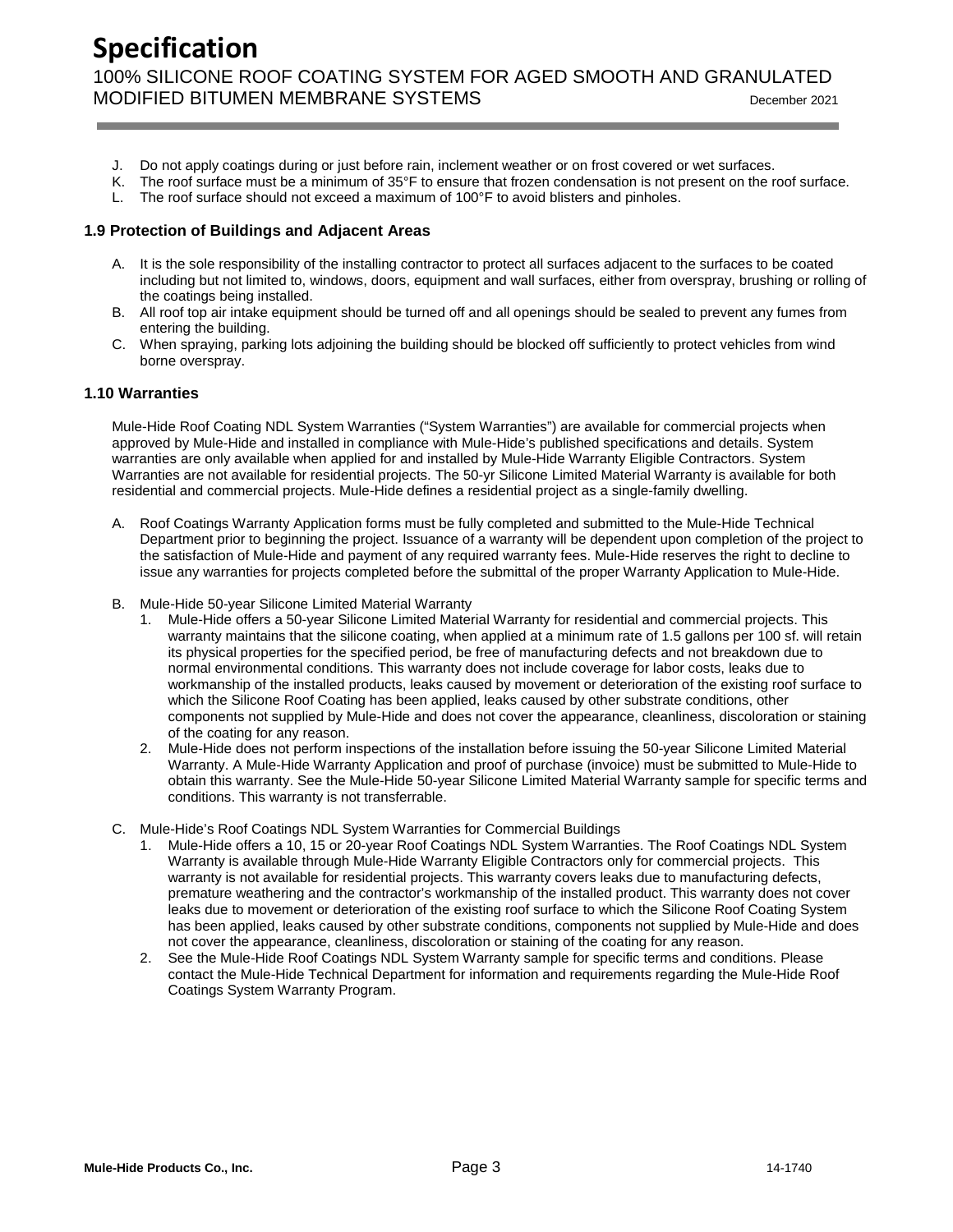J. Do not apply coatings during or just before rain, inclement weather or on frost covered or wet surfaces.
K. The roof surface must be a minimum of 35°F to ensure that frozen condensation is not present on the roof surface.
L. The roof surface should not exceed a maximum of 100°F to avoid blisters and pinholes.

### 1.9 Protection of Buildings and Adjacent Areas

A. It is the sole responsibility of the installing contractor to protect all surfaces adjacent to the surfaces to be coated including but not limited to, windows, doors, equipment and wall surfaces, either from overspray, brushing or rolling of the coatings being installed.
B. All roof top air intake equipment should be turned off and all openings should be sealed to prevent any fumes from entering the building.
C. When spraying, parking lots adjoining the building should be blocked off sufficiently to protect vehicles from wind borne overspray.

### 1.10 Warranties

Mule-Hide Roof Coating NDL System Warranties ("System Warranties") are available for commercial projects when approved by Mule-Hide and installed in compliance with Mule-Hide's published specifications and details. System warranties are only available when applied for and installed by Mule-Hide Warranty Eligible Contractors. System Warranties are not available for residential projects. The 50-yr Silicone Limited Material Warranty is available for both residential and commercial projects. Mule-Hide defines a residential project as a single-family dwelling.

A. Roof Coatings Warranty Application forms must be fully completed and submitted to the Mule-Hide Technical Department prior to beginning the project. Issuance of a warranty will be dependent upon completion of the project to the satisfaction of Mule-Hide and payment of any required warranty fees. Mule-Hide reserves the right to decline to issue any warranties for projects completed before the submittal of the proper Warranty Application to Mule-Hide.

B. Mule-Hide 50-year Silicone Limited Material Warranty
   1. Mule-Hide offers a 50-year Silicone Limited Material Warranty for residential and commercial projects. This warranty maintains that the silicone coating, when applied at a minimum rate of 1.5 gallons per 100 sf. will retain its physical properties for the specified period, be free of manufacturing defects and not breakdown due to normal environmental conditions. This warranty does not include coverage for labor costs, leaks due to workmanship of the installed products, leaks caused by movement or deterioration of the existing roof surface to which the Silicone Roof Coating has been applied, leaks caused by other substrate conditions, other components not supplied by Mule-Hide and does not cover the appearance, cleanliness, discoloration or staining of the coating for any reason.
   2. Mule-Hide does not perform inspections of the installation before issuing the 50-year Silicone Limited Material Warranty. A Mule-Hide Warranty Application and proof of purchase (invoice) must be submitted to Mule-Hide to obtain this warranty. See the Mule-Hide 50-year Silicone Limited Material Warranty sample for specific terms and conditions. This warranty is not transferrable.

C. Mule-Hide's Roof Coatings NDL System Warranties for Commercial Buildings
   1. Mule-Hide offers a 10, 15 or 20-year Roof Coatings NDL System Warranties. The Roof Coatings NDL System Warranty is available through Mule-Hide Warranty Eligible Contractors only for commercial projects. This warranty is not available for residential projects. This warranty covers leaks due to manufacturing defects, premature weathering and the contractor's workmanship of the installed product. This warranty does not cover leaks due to movement or deterioration of the existing roof surface to which the Silicone Roof Coating System has been applied, leaks caused by other substrate conditions, components not supplied by Mule-Hide and does not cover the appearance, cleanliness, discoloration or staining of the coating for any reason.
   2. See the Mule-Hide Roof Coatings NDL System Warranty sample for specific terms and conditions. Please contact the Mule-Hide Technical Department for information and requirements regarding the Mule-Hide Roof Coatings System Warranty Program.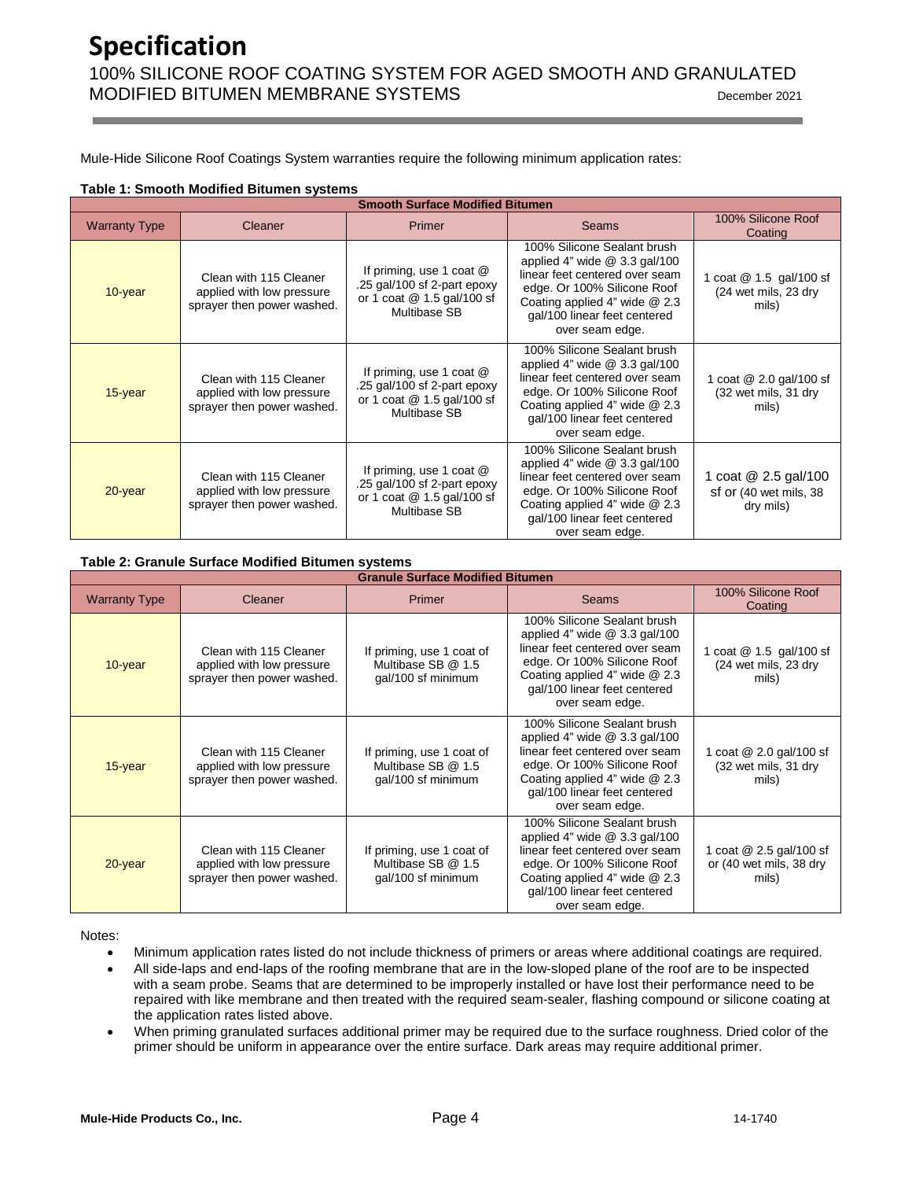# Specification

100% SILICONE ROOF COATING SYSTEM FOR AGED SMOOTH AND GRANULATED MODIFIED BITUMEN MEMBRANE SYSTEMS

December 2021

Mule-Hide Silicone Roof Coatings System warranties require the following minimum application rates:

**Table 1: Smooth Modified Bitumen systems**

| Smooth Surface Modified Bitumen | | | | |
|---|---|---|---|---|
| Warranty Type | Cleaner | Primer | Seams | 100% Silicone Roof Coating |
| 10-year | Clean with 115 Cleaner applied with low pressure sprayer then power washed. | If priming, use 1 coat @ .25 gal/100 sf 2-part epoxy or 1 coat @ 1.5 gal/100 sf Multibase SB | 100% Silicone Sealant brush applied 4" wide @ 3.3 gal/100 linear feet centered over seam edge. Or 100% Silicone Roof Coating applied 4" wide @ 2.3 gal/100 linear feet centered over seam edge. | 1 coat @ 1.5 gal/100 sf (24 wet mils, 23 dry mils) |
| 15-year | Clean with 115 Cleaner applied with low pressure sprayer then power washed. | If priming, use 1 coat @ .25 gal/100 sf 2-part epoxy or 1 coat @ 1.5 gal/100 sf Multibase SB | 100% Silicone Sealant brush applied 4" wide @ 3.3 gal/100 linear feet centered over seam edge. Or 100% Silicone Roof Coating applied 4" wide @ 2.3 gal/100 linear feet centered over seam edge. | 1 coat @ 2.0 gal/100 sf (32 wet mils, 31 dry mils) |
| 20-year | Clean with 115 Cleaner applied with low pressure sprayer then power washed. | If priming, use 1 coat @ .25 gal/100 sf 2-part epoxy or 1 coat @ 1.5 gal/100 sf Multibase SB | 100% Silicone Sealant brush applied 4" wide @ 3.3 gal/100 linear feet centered over seam edge. Or 100% Silicone Roof Coating applied 4" wide @ 2.3 gal/100 linear feet centered over seam edge. | 1 coat @ 2.5 gal/100 sf or (40 wet mils, 38 dry mils) |

**Table 2: Granule Surface Modified Bitumen systems**

| Granule Surface Modified Bitumen | | | | |
|---|---|---|---|---|
| Warranty Type | Cleaner | Primer | Seams | 100% Silicone Roof Coating |
| 10-year | Clean with 115 Cleaner applied with low pressure sprayer then power washed. | If priming, use 1 coat of Multibase SB @ 1.5 gal/100 sf minimum | 100% Silicone Sealant brush applied 4" wide @ 3.3 gal/100 linear feet centered over seam edge. Or 100% Silicone Roof Coating applied 4" wide @ 2.3 gal/100 linear feet centered over seam edge. | 1 coat @ 1.5 gal/100 sf (24 wet mils, 23 dry mils) |
| 15-year | Clean with 115 Cleaner applied with low pressure sprayer then power washed. | If priming, use 1 coat of Multibase SB @ 1.5 gal/100 sf minimum | 100% Silicone Sealant brush applied 4" wide @ 3.3 gal/100 linear feet centered over seam edge. Or 100% Silicone Roof Coating applied 4" wide @ 2.3 gal/100 linear feet centered over seam edge. | 1 coat @ 2.0 gal/100 sf (32 wet mils, 31 dry mils) |
| 20-year | Clean with 115 Cleaner applied with low pressure sprayer then power washed. | If priming, use 1 coat of Multibase SB @ 1.5 gal/100 sf minimum | 100% Silicone Sealant brush applied 4" wide @ 3.3 gal/100 linear feet centered over seam edge. Or 100% Silicone Roof Coating applied 4" wide @ 2.3 gal/100 linear feet centered over seam edge. | 1 coat @ 2.5 gal/100 sf or (40 wet mils, 38 dry mils) |

Notes:

- Minimum application rates listed do not include thickness of primers or areas where additional coatings are required.
- All side-laps and end-laps of the roofing membrane that are in the low-sloped plane of the roof are to be inspected with a seam probe. Seams that are determined to be improperly installed or have lost their performance need to be repaired with like membrane and then treated with the required seam-sealer, flashing compound or silicone coating at the application rates listed above.
- When priming granulated surfaces additional primer may be required due to the surface roughness. Dried color of the primer should be uniform in appearance over the entire surface. Dark areas may require additional primer.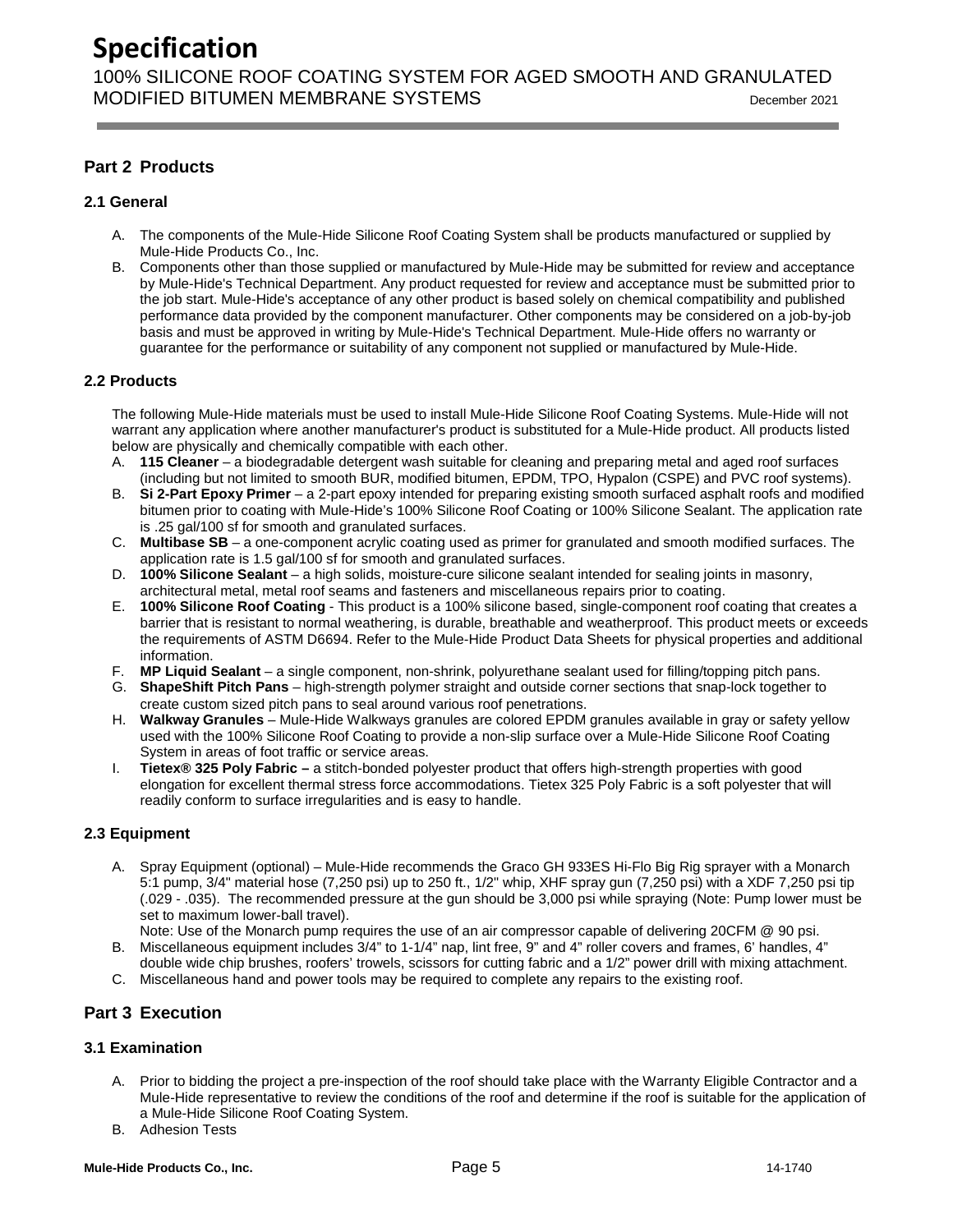## Part 2 Products

### 2.1 General

A. The components of the Mule-Hide Silicone Roof Coating System shall be products manufactured or supplied by Mule-Hide Products Co., Inc.
B. Components other than those supplied or manufactured by Mule-Hide may be submitted for review and acceptance by Mule-Hide's Technical Department. Any product requested for review and acceptance must be submitted prior to the job start. Mule-Hide's acceptance of any other product is based solely on chemical compatibility and published performance data provided by the component manufacturer. Other components may be considered on a job-by-job basis and must be approved in writing by Mule-Hide's Technical Department. Mule-Hide offers no warranty or guarantee for the performance or suitability of any component not supplied or manufactured by Mule-Hide.

### 2.2 Products

The following Mule-Hide materials must be used to install Mule-Hide Silicone Roof Coating Systems. Mule-Hide will not warrant any application where another manufacturer's product is substituted for a Mule-Hide product. All products listed below are physically and chemically compatible with each other.

A. **115 Cleaner** – a biodegradable detergent wash suitable for cleaning and preparing metal and aged roof surfaces (including but not limited to smooth BUR, modified bitumen, EPDM, TPO, Hypalon (CSPE) and PVC roof systems).
B. **Si 2-Part Epoxy Primer** – a 2-part epoxy intended for preparing existing smooth surfaced asphalt roofs and modified bitumen prior to coating with Mule-Hide's 100% Silicone Roof Coating or 100% Silicone Sealant. The application rate is .25 gal/100 sf for smooth and granulated surfaces.
C. **Multibase SB** – a one-component acrylic coating used as primer for granulated and smooth modified surfaces. The application rate is 1.5 gal/100 sf for smooth and granulated surfaces.
D. **100% Silicone Sealant** – a high solids, moisture-cure silicone sealant intended for sealing joints in masonry, architectural metal, metal roof seams and fasteners and miscellaneous repairs prior to coating.
E. **100% Silicone Roof Coating** - This product is a 100% silicone based, single-component roof coating that creates a barrier that is resistant to normal weathering, is durable, breathable and weatherproof. This product meets or exceeds the requirements of ASTM D6694. Refer to the Mule-Hide Product Data Sheets for physical properties and additional information.
F. **MP Liquid Sealant** – a single component, non-shrink, polyurethane sealant used for filling/topping pitch pans.
G. **ShapeShift Pitch Pans** – high-strength polymer straight and outside corner sections that snap-lock together to create custom sized pitch pans to seal around various roof penetrations.
H. **Walkway Granules** – Mule-Hide Walkways granules are colored EPDM granules available in gray or safety yellow used with the 100% Silicone Roof Coating to provide a non-slip surface over a Mule-Hide Silicone Roof Coating System in areas of foot traffic or service areas.
I. **Tietex® 325 Poly Fabric –** a stitch-bonded polyester product that offers high-strength properties with good elongation for excellent thermal stress force accommodations. Tietex 325 Poly Fabric is a soft polyester that will readily conform to surface irregularities and is easy to handle.

### 2.3 Equipment

A. Spray Equipment (optional) – Mule-Hide recommends the Graco GH 933ES Hi-Flo Big Rig sprayer with a Monarch 5:1 pump, 3/4" material hose (7,250 psi) up to 250 ft., 1/2" whip, XHF spray gun (7,250 psi) with a XDF 7,250 psi tip (.029 - .035). The recommended pressure at the gun should be 3,000 psi while spraying (Note: Pump lower must be set to maximum lower-ball travel).
Note: Use of the Monarch pump requires the use of an air compressor capable of delivering 20CFM @ 90 psi.
B. Miscellaneous equipment includes 3/4" to 1-1/4" nap, lint free, 9" and 4" roller covers and frames, 6' handles, 4" double wide chip brushes, roofers' trowels, scissors for cutting fabric and a 1/2" power drill with mixing attachment.
C. Miscellaneous hand and power tools may be required to complete any repairs to the existing roof.

## Part 3 Execution

### 3.1 Examination

A. Prior to bidding the project a pre-inspection of the roof should take place with the Warranty Eligible Contractor and a Mule-Hide representative to review the conditions of the roof and determine if the roof is suitable for the application of a Mule-Hide Silicone Roof Coating System.
B. Adhesion Tests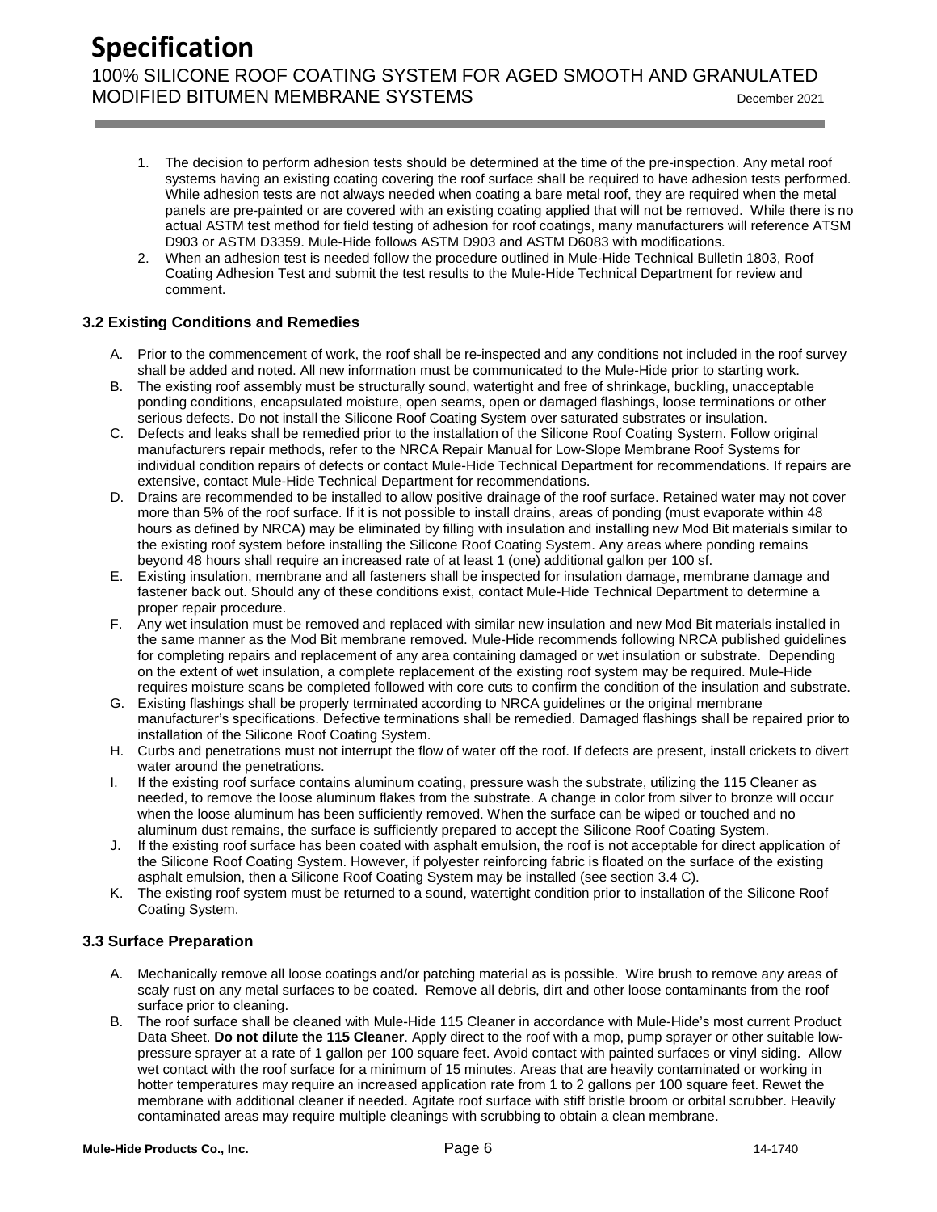1. The decision to perform adhesion tests should be determined at the time of the pre-inspection. Any metal roof systems having an existing coating covering the roof surface shall be required to have adhesion tests performed. While adhesion tests are not always needed when coating a bare metal roof, they are required when the metal panels are pre-painted or are covered with an existing coating applied that will not be removed. While there is no actual ASTM test method for field testing of adhesion for roof coatings, many manufacturers will reference ATSM D903 or ASTM D3359. Mule-Hide follows ASTM D903 and ASTM D6083 with modifications.
2. When an adhesion test is needed follow the procedure outlined in Mule-Hide Technical Bulletin 1803, Roof Coating Adhesion Test and submit the test results to the Mule-Hide Technical Department for review and comment.

### 3.2 Existing Conditions and Remedies

A. Prior to the commencement of work, the roof shall be re-inspected and any conditions not included in the roof survey shall be added and noted. All new information must be communicated to the Mule-Hide prior to starting work.

B. The existing roof assembly must be structurally sound, watertight and free of shrinkage, buckling, unacceptable ponding conditions, encapsulated moisture, open seams, open or damaged flashings, loose terminations or other serious defects. Do not install the Silicone Roof Coating System over saturated substrates or insulation.

C. Defects and leaks shall be remedied prior to the installation of the Silicone Roof Coating System. Follow original manufacturers repair methods, refer to the NRCA Repair Manual for Low-Slope Membrane Roof Systems for individual condition repairs of defects or contact Mule-Hide Technical Department for recommendations. If repairs are extensive, contact Mule-Hide Technical Department for recommendations.

D. Drains are recommended to be installed to allow positive drainage of the roof surface. Retained water may not cover more than 5% of the roof surface. If it is not possible to install drains, areas of ponding (must evaporate within 48 hours as defined by NRCA) may be eliminated by filling with insulation and installing new Mod Bit materials similar to the existing roof system before installing the Silicone Roof Coating System. Any areas where ponding remains beyond 48 hours shall require an increased rate of at least 1 (one) additional gallon per 100 sf.

E. Existing insulation, membrane and all fasteners shall be inspected for insulation damage, membrane damage and fastener back out. Should any of these conditions exist, contact Mule-Hide Technical Department to determine a proper repair procedure.

F. Any wet insulation must be removed and replaced with similar new insulation and new Mod Bit materials installed in the same manner as the Mod Bit membrane removed. Mule-Hide recommends following NRCA published guidelines for completing repairs and replacement of any area containing damaged or wet insulation or substrate. Depending on the extent of wet insulation, a complete replacement of the existing roof system may be required. Mule-Hide requires moisture scans be completed followed with core cuts to confirm the condition of the insulation and substrate.

G. Existing flashings shall be properly terminated according to NRCA guidelines or the original membrane manufacturer's specifications. Defective terminations shall be remedied. Damaged flashings shall be repaired prior to installation of the Silicone Roof Coating System.

H. Curbs and penetrations must not interrupt the flow of water off the roof. If defects are present, install crickets to divert water around the penetrations.

I. If the existing roof surface contains aluminum coating, pressure wash the substrate, utilizing the 115 Cleaner as needed, to remove the loose aluminum flakes from the substrate. A change in color from silver to bronze will occur when the loose aluminum has been sufficiently removed. When the surface can be wiped or touched and no aluminum dust remains, the surface is sufficiently prepared to accept the Silicone Roof Coating System.

J. If the existing roof surface has been coated with asphalt emulsion, the roof is not acceptable for direct application of the Silicone Roof Coating System. However, if polyester reinforcing fabric is floated on the surface of the existing asphalt emulsion, then a Silicone Roof Coating System may be installed (see section 3.4 C).

K. The existing roof system must be returned to a sound, watertight condition prior to installation of the Silicone Roof Coating System.

### 3.3 Surface Preparation

A. Mechanically remove all loose coatings and/or patching material as is possible. Wire brush to remove any areas of scaly rust on any metal surfaces to be coated. Remove all debris, dirt and other loose contaminants from the roof surface prior to cleaning.

B. The roof surface shall be cleaned with Mule-Hide 115 Cleaner in accordance with Mule-Hide's most current Product Data Sheet. **Do not dilute the 115 Cleaner**. Apply direct to the roof with a mop, pump sprayer or other suitable low-pressure sprayer at a rate of 1 gallon per 100 square feet. Avoid contact with painted surfaces or vinyl siding. Allow wet contact with the roof surface for a minimum of 15 minutes. Areas that are heavily contaminated or working in hotter temperatures may require an increased application rate from 1 to 2 gallons per 100 square feet. Rewet the membrane with additional cleaner if needed. Agitate roof surface with stiff bristle broom or orbital scrubber. Heavily contaminated areas may require multiple cleanings with scrubbing to obtain a clean membrane.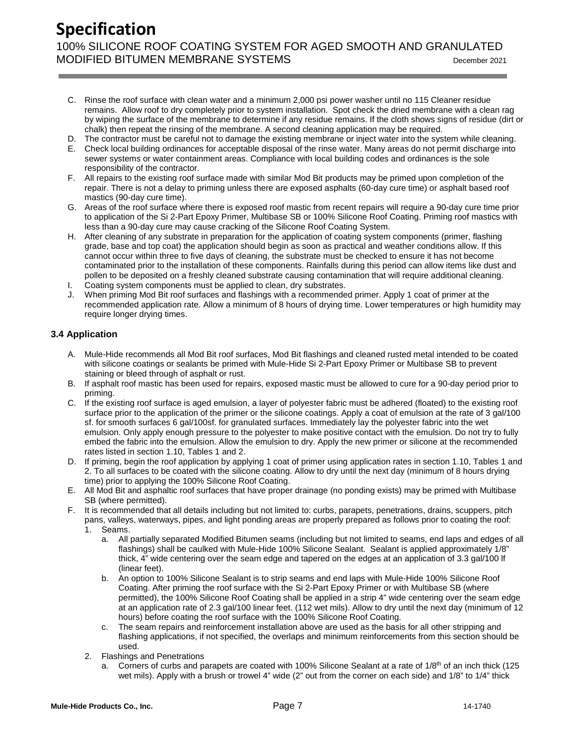C. Rinse the roof surface with clean water and a minimum 2,000 psi power washer until no 115 Cleaner residue remains. Allow roof to dry completely prior to system installation. Spot check the dried membrane with a clean rag by wiping the surface of the membrane to determine if any residue remains. If the cloth shows signs of residue (dirt or chalk) then repeat the rinsing of the membrane. A second cleaning application may be required.

D. The contractor must be careful not to damage the existing membrane or inject water into the system while cleaning.

E. Check local building ordinances for acceptable disposal of the rinse water. Many areas do not permit discharge into sewer systems or water containment areas. Compliance with local building codes and ordinances is the sole responsibility of the contractor.

F. All repairs to the existing roof surface made with similar Mod Bit products may be primed upon completion of the repair. There is not a delay to priming unless there are exposed asphalts (60-day cure time) or asphalt based roof mastics (90-day cure time).

G. Areas of the roof surface where there is exposed roof mastic from recent repairs will require a 90-day cure time prior to application of the Si 2-Part Epoxy Primer, Multibase SB or 100% Silicone Roof Coating. Priming roof mastics with less than a 90-day cure may cause cracking of the Silicone Roof Coating System.

H. After cleaning of any substrate in preparation for the application of coating system components (primer, flashing grade, base and top coat) the application should begin as soon as practical and weather conditions allow. If this cannot occur within three to five days of cleaning, the substrate must be checked to ensure it has not become contaminated prior to the installation of these components. Rainfalls during this period can allow items like dust and pollen to be deposited on a freshly cleaned substrate causing contamination that will require additional cleaning.

I. Coating system components must be applied to clean, dry substrates.

J. When priming Mod Bit roof surfaces and flashings with a recommended primer. Apply 1 coat of primer at the recommended application rate. Allow a minimum of 8 hours of drying time. Lower temperatures or high humidity may require longer drying times.

### 3.4 Application

A. Mule-Hide recommends all Mod Bit roof surfaces, Mod Bit flashings and cleaned rusted metal intended to be coated with silicone coatings or sealants be primed with Mule-Hide Si 2-Part Epoxy Primer or Multibase SB to prevent staining or bleed through of asphalt or rust.

B. If asphalt roof mastic has been used for repairs, exposed mastic must be allowed to cure for a 90-day period prior to priming.

C. If the existing roof surface is aged emulsion, a layer of polyester fabric must be adhered (floated) to the existing roof surface prior to the application of the primer or the silicone coatings. Apply a coat of emulsion at the rate of 3 gal/100 sf. for smooth surfaces 6 gal/100sf. for granulated surfaces. Immediately lay the polyester fabric into the wet emulsion. Only apply enough pressure to the polyester to make positive contact with the emulsion. Do not try to fully embed the fabric into the emulsion. Allow the emulsion to dry. Apply the new primer or silicone at the recommended rates listed in section 1.10, Tables 1 and 2.

D. If priming, begin the roof application by applying 1 coat of primer using application rates in section 1.10, Tables 1 and 2. To all surfaces to be coated with the silicone coating. Allow to dry until the next day (minimum of 8 hours drying time) prior to applying the 100% Silicone Roof Coating.

E. All Mod Bit and asphaltic roof surfaces that have proper drainage (no ponding exists) may be primed with Multibase SB (where permitted).

F. It is recommended that all details including but not limited to: curbs, parapets, penetrations, drains, scuppers, pitch pans, valleys, waterways, pipes, and light ponding areas are properly prepared as follows prior to coating the roof:

1. Seams.
   a. All partially separated Modified Bitumen seams (including but not limited to seams, end laps and edges of all flashings) shall be caulked with Mule-Hide 100% Silicone Sealant. Sealant is applied approximately 1/8" thick, 4" wide centering over the seam edge and tapered on the edges at an application of 3.3 gal/100 lf (linear feet).
   b. An option to 100% Silicone Sealant is to strip seams and end laps with Mule-Hide 100% Silicone Roof Coating. After priming the roof surface with the Si 2-Part Epoxy Primer or with Multibase SB (where permitted), the 100% Silicone Roof Coating shall be applied in a strip 4" wide centering over the seam edge at an application rate of 2.3 gal/100 linear feet. (112 wet mils). Allow to dry until the next day (minimum of 12 hours) before coating the roof surface with the 100% Silicone Roof Coating.
   c. The seam repairs and reinforcement installation above are used as the basis for all other stripping and flashing applications, if not specified, the overlaps and minimum reinforcements from this section should be used.
2. Flashings and Penetrations
   a. Corners of curbs and parapets are coated with 100% Silicone Sealant at a rate of 1/8th of an inch thick (125 wet mils). Apply with a brush or trowel 4" wide (2" out from the corner on each side) and 1/8" to 1/4" thick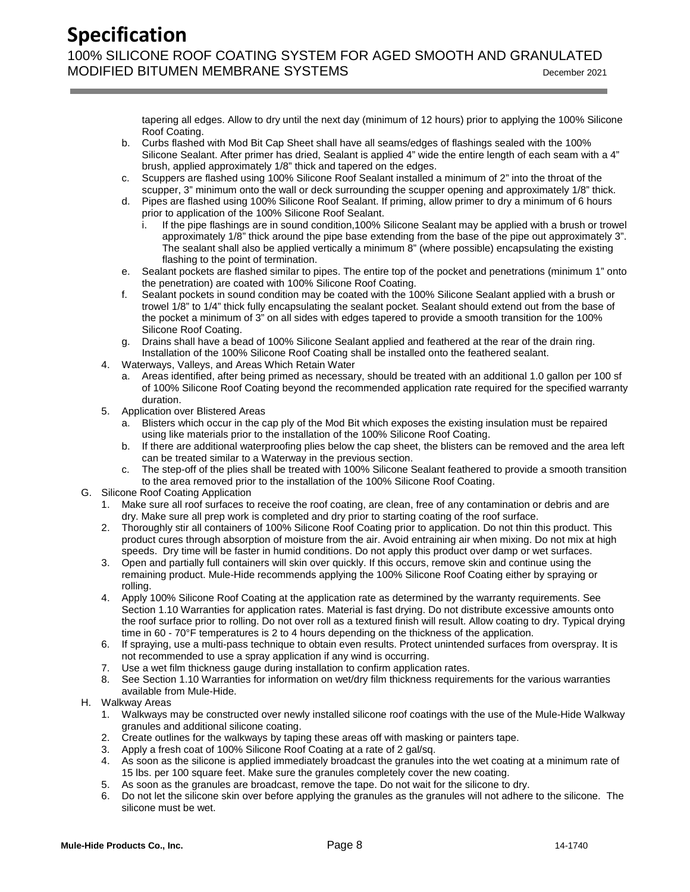tapering all edges. Allow to dry until the next day (minimum of 12 hours) prior to applying the 100% Silicone Roof Coating.

b. Curbs flashed with Mod Bit Cap Sheet shall have all seams/edges of flashings sealed with the 100% Silicone Sealant. After primer has dried, Sealant is applied 4" wide the entire length of each seam with a 4" brush, applied approximately 1/8" thick and tapered on the edges.

c. Scuppers are flashed using 100% Silicone Roof Sealant installed a minimum of 2" into the throat of the scupper, 3" minimum onto the wall or deck surrounding the scupper opening and approximately 1/8" thick.

d. Pipes are flashed using 100% Silicone Roof Sealant. If priming, allow primer to dry a minimum of 6 hours prior to application of the 100% Silicone Roof Sealant.
   i. If the pipe flashings are in sound condition,100% Silicone Sealant may be applied with a brush or trowel approximately 1/8" thick around the pipe base extending from the base of the pipe out approximately 3". The sealant shall also be applied vertically a minimum 8" (where possible) encapsulating the existing flashing to the point of termination.

e. Sealant pockets are flashed similar to pipes. The entire top of the pocket and penetrations (minimum 1" onto the penetration) are coated with 100% Silicone Roof Coating.

f. Sealant pockets in sound condition may be coated with the 100% Silicone Sealant applied with a brush or trowel 1/8" to 1/4" thick fully encapsulating the sealant pocket. Sealant should extend out from the base of the pocket a minimum of 3" on all sides with edges tapered to provide a smooth transition for the 100% Silicone Roof Coating.

g. Drains shall have a bead of 100% Silicone Sealant applied and feathered at the rear of the drain ring. Installation of the 100% Silicone Roof Coating shall be installed onto the feathered sealant.

4. Waterways, Valleys, and Areas Which Retain Water
   a. Areas identified, after being primed as necessary, should be treated with an additional 1.0 gallon per 100 sf of 100% Silicone Roof Coating beyond the recommended application rate required for the specified warranty duration.

5. Application over Blistered Areas
   a. Blisters which occur in the cap ply of the Mod Bit which exposes the existing insulation must be repaired using like materials prior to the installation of the 100% Silicone Roof Coating.
   b. If there are additional waterproofing plies below the cap sheet, the blisters can be removed and the area left can be treated similar to a Waterway in the previous section.
   c. The step-off of the plies shall be treated with 100% Silicone Sealant feathered to provide a smooth transition to the area removed prior to the installation of the 100% Silicone Roof Coating.

G. Silicone Roof Coating Application
   1. Make sure all roof surfaces to receive the roof coating, are clean, free of any contamination or debris and are dry. Make sure all prep work is completed and dry prior to starting coating of the roof surface.
   2. Thoroughly stir all containers of 100% Silicone Roof Coating prior to application. Do not thin this product. This product cures through absorption of moisture from the air. Avoid entraining air when mixing. Do not mix at high speeds. Dry time will be faster in humid conditions. Do not apply this product over damp or wet surfaces.
   3. Open and partially full containers will skin over quickly. If this occurs, remove skin and continue using the remaining product. Mule-Hide recommends applying the 100% Silicone Roof Coating either by spraying or rolling.
   4. Apply 100% Silicone Roof Coating at the application rate as determined by the warranty requirements. See Section 1.10 Warranties for application rates. Material is fast drying. Do not distribute excessive amounts onto the roof surface prior to rolling. Do not over roll as a textured finish will result. Allow coating to dry. Typical drying time in 60 - 70°F temperatures is 2 to 4 hours depending on the thickness of the application.
   6. If spraying, use a multi-pass technique to obtain even results. Protect unintended surfaces from overspray. It is not recommended to use a spray application if any wind is occurring.
   7. Use a wet film thickness gauge during installation to confirm application rates.
   8. See Section 1.10 Warranties for information on wet/dry film thickness requirements for the various warranties available from Mule-Hide.

H. Walkway Areas
   1. Walkways may be constructed over newly installed silicone roof coatings with the use of the Mule-Hide Walkway granules and additional silicone coating.
   2. Create outlines for the walkways by taping these areas off with masking or painters tape.
   3. Apply a fresh coat of 100% Silicone Roof Coating at a rate of 2 gal/sq.
   4. As soon as the silicone is applied immediately broadcast the granules into the wet coating at a minimum rate of 15 lbs. per 100 square feet. Make sure the granules completely cover the new coating.
   5. As soon as the granules are broadcast, remove the tape. Do not wait for the silicone to dry.
   6. Do not let the silicone skin over before applying the granules as the granules will not adhere to the silicone. The silicone must be wet.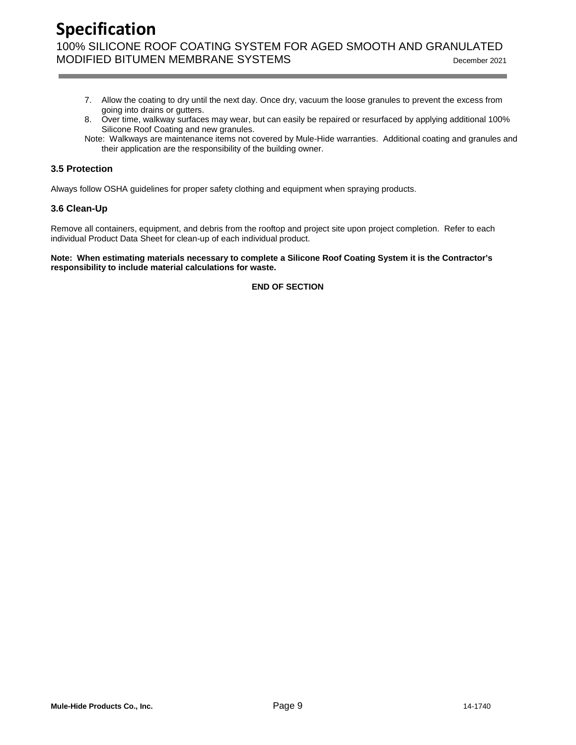7. Allow the coating to dry until the next day. Once dry, vacuum the loose granules to prevent the excess from going into drains or gutters.
8. Over time, walkway surfaces may wear, but can easily be repaired or resurfaced by applying additional 100% Silicone Roof Coating and new granules.

Note: Walkways are maintenance items not covered by Mule-Hide warranties. Additional coating and granules and their application are the responsibility of the building owner.

### 3.5 Protection

Always follow OSHA guidelines for proper safety clothing and equipment when spraying products.

### 3.6 Clean-Up

Remove all containers, equipment, and debris from the rooftop and project site upon project completion. Refer to each individual Product Data Sheet for clean-up of each individual product.

**Note: When estimating materials necessary to complete a Silicone Roof Coating System it is the Contractor's responsibility to include material calculations for waste.**

**END OF SECTION**